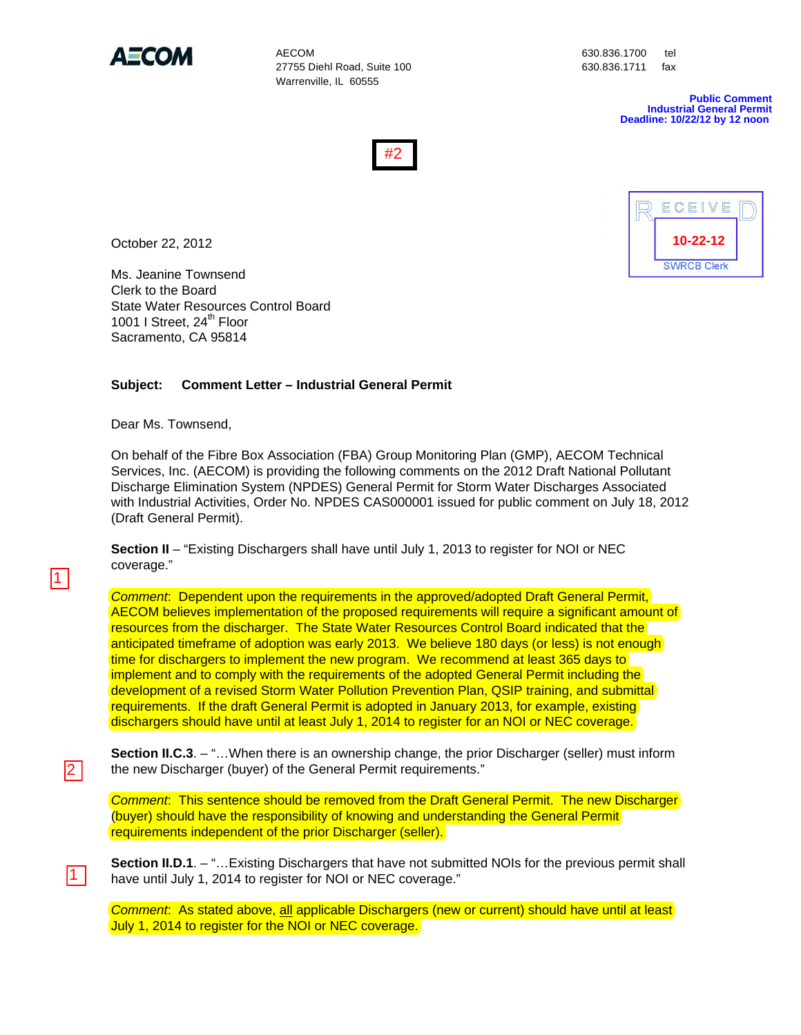AECOM

AECOM
27755 Diehl Road, Suite 100
Warrenville, IL 60555

630.836.1700 tel
630.836.1711 fax

**Public Comment**
**Industrial General Permit**
**Deadline: 10/22/12 by 12 noon**

#2

RECEIVED
10-22-12
SWRCB Clerk

October 22, 2012

Ms. Jeanine Townsend
Clerk to the Board
State Water Resources Control Board
1001 I Street, 24th Floor
Sacramento, CA 95814

**Subject: Comment Letter – Industrial General Permit**

Dear Ms. Townsend,

On behalf of the Fibre Box Association (FBA) Group Monitoring Plan (GMP), AECOM Technical Services, Inc. (AECOM) is providing the following comments on the 2012 Draft National Pollutant Discharge Elimination System (NPDES) General Permit for Storm Water Discharges Associated with Industrial Activities, Order No. NPDES CAS000001 issued for public comment on July 18, 2012 (Draft General Permit).

**Section II** – "Existing Dischargers shall have until July 1, 2013 to register for NOI or NEC coverage."

1

*Comment*: Dependent upon the requirements in the approved/adopted Draft General Permit, AECOM believes implementation of the proposed requirements will require a significant amount of resources from the discharger. The State Water Resources Control Board indicated that the anticipated timeframe of adoption was early 2013. We believe 180 days (or less) is not enough time for dischargers to implement the new program. We recommend at least 365 days to implement and to comply with the requirements of the adopted General Permit including the development of a revised Storm Water Pollution Prevention Plan, QSIP training, and submittal requirements. If the draft General Permit is adopted in January 2013, for example, existing dischargers should have until at least July 1, 2014 to register for an NOI or NEC coverage.

2

**Section II.C.3**. – "…When there is an ownership change, the prior Discharger (seller) must inform the new Discharger (buyer) of the General Permit requirements."

*Comment*: This sentence should be removed from the Draft General Permit. The new Discharger (buyer) should have the responsibility of knowing and understanding the General Permit requirements independent of the prior Discharger (seller).

1

**Section II.D.1**. – "…Existing Dischargers that have not submitted NOIs for the previous permit shall have until July 1, 2014 to register for NOI or NEC coverage."

*Comment*: As stated above, all applicable Dischargers (new or current) should have until at least July 1, 2014 to register for the NOI or NEC coverage.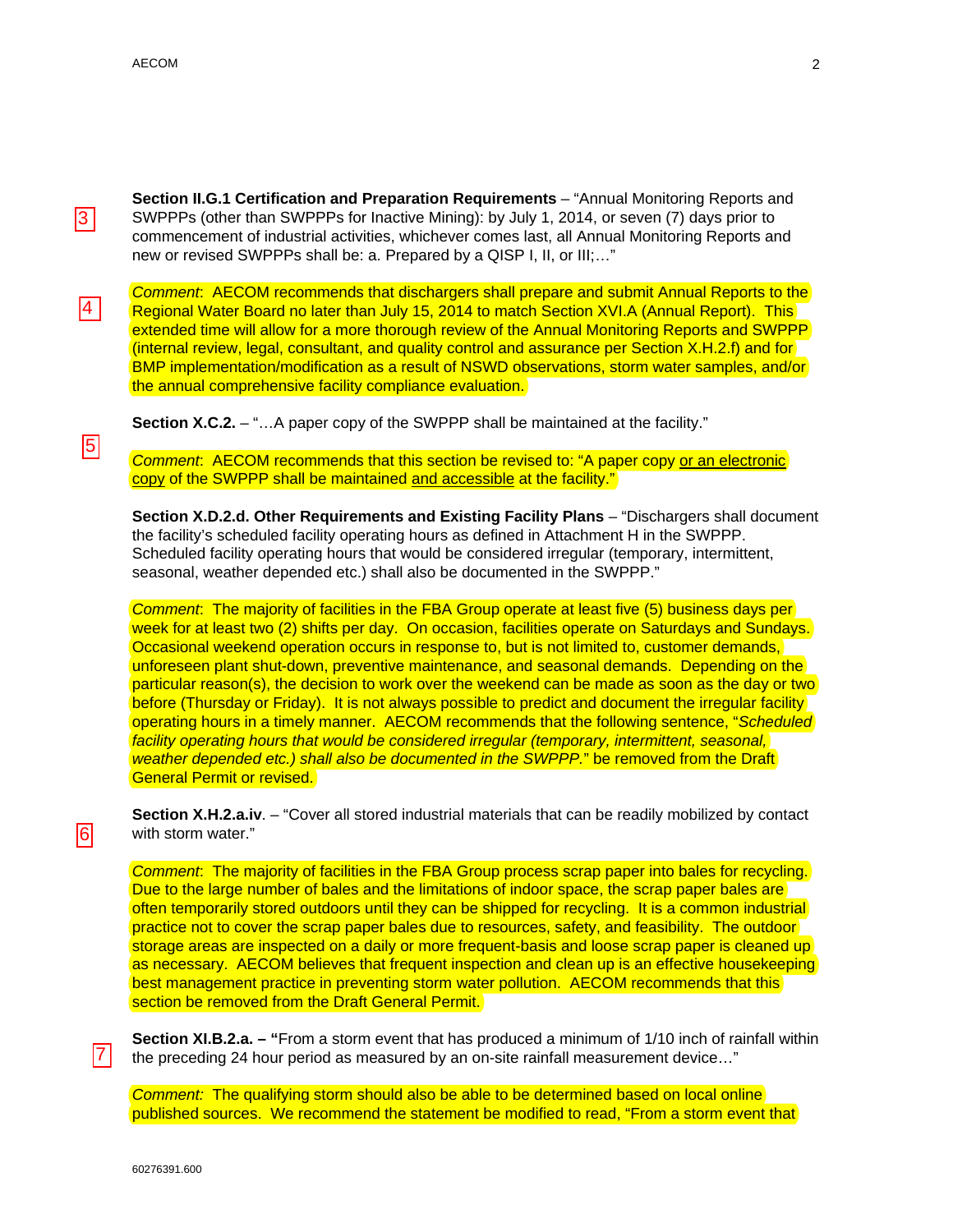3

**Section II.G.1 Certification and Preparation Requirements** – "Annual Monitoring Reports and SWPPPs (other than SWPPPs for Inactive Mining): by July 1, 2014, or seven (7) days prior to commencement of industrial activities, whichever comes last, all Annual Monitoring Reports and new or revised SWPPPs shall be: a. Prepared by a QISP I, II, or III;…"

4

*Comment*: AECOM recommends that dischargers shall prepare and submit Annual Reports to the Regional Water Board no later than July 15, 2014 to match Section XVI.A (Annual Report). This extended time will allow for a more thorough review of the Annual Monitoring Reports and SWPPP (internal review, legal, consultant, and quality control and assurance per Section X.H.2.f) and for BMP implementation/modification as a result of NSWD observations, storm water samples, and/or the annual comprehensive facility compliance evaluation.

**Section X.C.2.** – "…A paper copy of the SWPPP shall be maintained at the facility."

5

*Comment*: AECOM recommends that this section be revised to: "A paper copy <u>or an electronic copy</u> of the SWPPP shall be maintained <u>and accessible</u> at the facility."

**Section X.D.2.d. Other Requirements and Existing Facility Plans** – "Dischargers shall document the facility's scheduled facility operating hours as defined in Attachment H in the SWPPP. Scheduled facility operating hours that would be considered irregular (temporary, intermittent, seasonal, weather depended etc.) shall also be documented in the SWPPP."

*Comment*: The majority of facilities in the FBA Group operate at least five (5) business days per week for at least two (2) shifts per day. On occasion, facilities operate on Saturdays and Sundays. Occasional weekend operation occurs in response to, but is not limited to, customer demands, unforeseen plant shut-down, preventive maintenance, and seasonal demands. Depending on the particular reason(s), the decision to work over the weekend can be made as soon as the day or two before (Thursday or Friday). It is not always possible to predict and document the irregular facility operating hours in a timely manner. AECOM recommends that the following sentence, "*Scheduled facility operating hours that would be considered irregular (temporary, intermittent, seasonal, weather depended etc.) shall also be documented in the SWPPP.*" be removed from the Draft General Permit or revised.

6

**Section X.H.2.a.iv**. – "Cover all stored industrial materials that can be readily mobilized by contact with storm water."

*Comment*: The majority of facilities in the FBA Group process scrap paper into bales for recycling. Due to the large number of bales and the limitations of indoor space, the scrap paper bales are often temporarily stored outdoors until they can be shipped for recycling. It is a common industrial practice not to cover the scrap paper bales due to resources, safety, and feasibility. The outdoor storage areas are inspected on a daily or more frequent-basis and loose scrap paper is cleaned up as necessary. AECOM believes that frequent inspection and clean up is an effective housekeeping best management practice in preventing storm water pollution. AECOM recommends that this section be removed from the Draft General Permit.

7

**Section XI.B.2.a. – "**From a storm event that has produced a minimum of 1/10 inch of rainfall within the preceding 24 hour period as measured by an on-site rainfall measurement device…"

*Comment:* The qualifying storm should also be able to be determined based on local online published sources. We recommend the statement be modified to read, "From a storm event that

60276391.600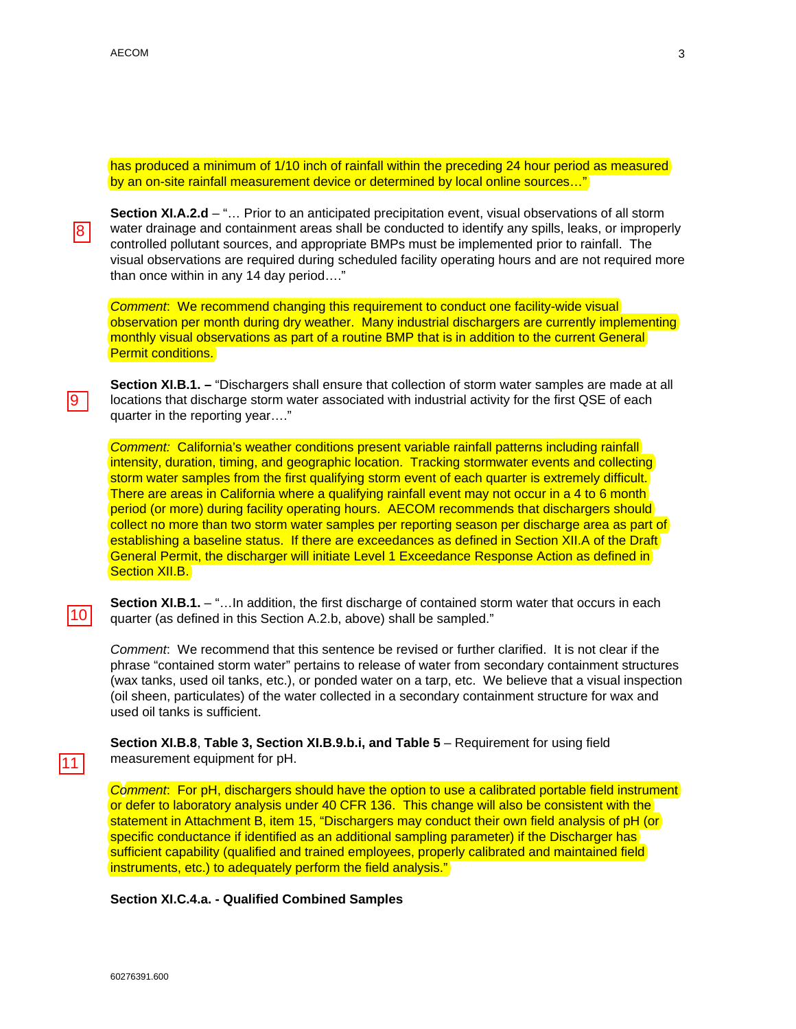has produced a minimum of 1/10 inch of rainfall within the preceding 24 hour period as measured by an on-site rainfall measurement device or determined by local online sources…"

8

**Section XI.A.2.d** – "… Prior to an anticipated precipitation event, visual observations of all storm water drainage and containment areas shall be conducted to identify any spills, leaks, or improperly controlled pollutant sources, and appropriate BMPs must be implemented prior to rainfall. The visual observations are required during scheduled facility operating hours and are not required more than once within in any 14 day period…."

*Comment*: We recommend changing this requirement to conduct one facility-wide visual observation per month during dry weather. Many industrial dischargers are currently implementing monthly visual observations as part of a routine BMP that is in addition to the current General Permit conditions.

9

**Section XI.B.1. –** "Dischargers shall ensure that collection of storm water samples are made at all locations that discharge storm water associated with industrial activity for the first QSE of each quarter in the reporting year…."

*Comment:* California's weather conditions present variable rainfall patterns including rainfall intensity, duration, timing, and geographic location. Tracking stormwater events and collecting storm water samples from the first qualifying storm event of each quarter is extremely difficult. There are areas in California where a qualifying rainfall event may not occur in a 4 to 6 month period (or more) during facility operating hours. AECOM recommends that dischargers should collect no more than two storm water samples per reporting season per discharge area as part of establishing a baseline status. If there are exceedances as defined in Section XII.A of the Draft General Permit, the discharger will initiate Level 1 Exceedance Response Action as defined in Section XII.B.

10

**Section XI.B.1.** – "…In addition, the first discharge of contained storm water that occurs in each quarter (as defined in this Section A.2.b, above) shall be sampled."

*Comment*: We recommend that this sentence be revised or further clarified. It is not clear if the phrase "contained storm water" pertains to release of water from secondary containment structures (wax tanks, used oil tanks, etc.), or ponded water on a tarp, etc. We believe that a visual inspection (oil sheen, particulates) of the water collected in a secondary containment structure for wax and used oil tanks is sufficient.

11

**Section XI.B.8**, **Table 3, Section XI.B.9.b.i, and Table 5** – Requirement for using field measurement equipment for pH.

*Comment*: For pH, dischargers should have the option to use a calibrated portable field instrument or defer to laboratory analysis under 40 CFR 136. This change will also be consistent with the statement in Attachment B, item 15, "Dischargers may conduct their own field analysis of pH (or specific conductance if identified as an additional sampling parameter) if the Discharger has sufficient capability (qualified and trained employees, properly calibrated and maintained field instruments, etc.) to adequately perform the field analysis."

**Section XI.C.4.a. - Qualified Combined Samples**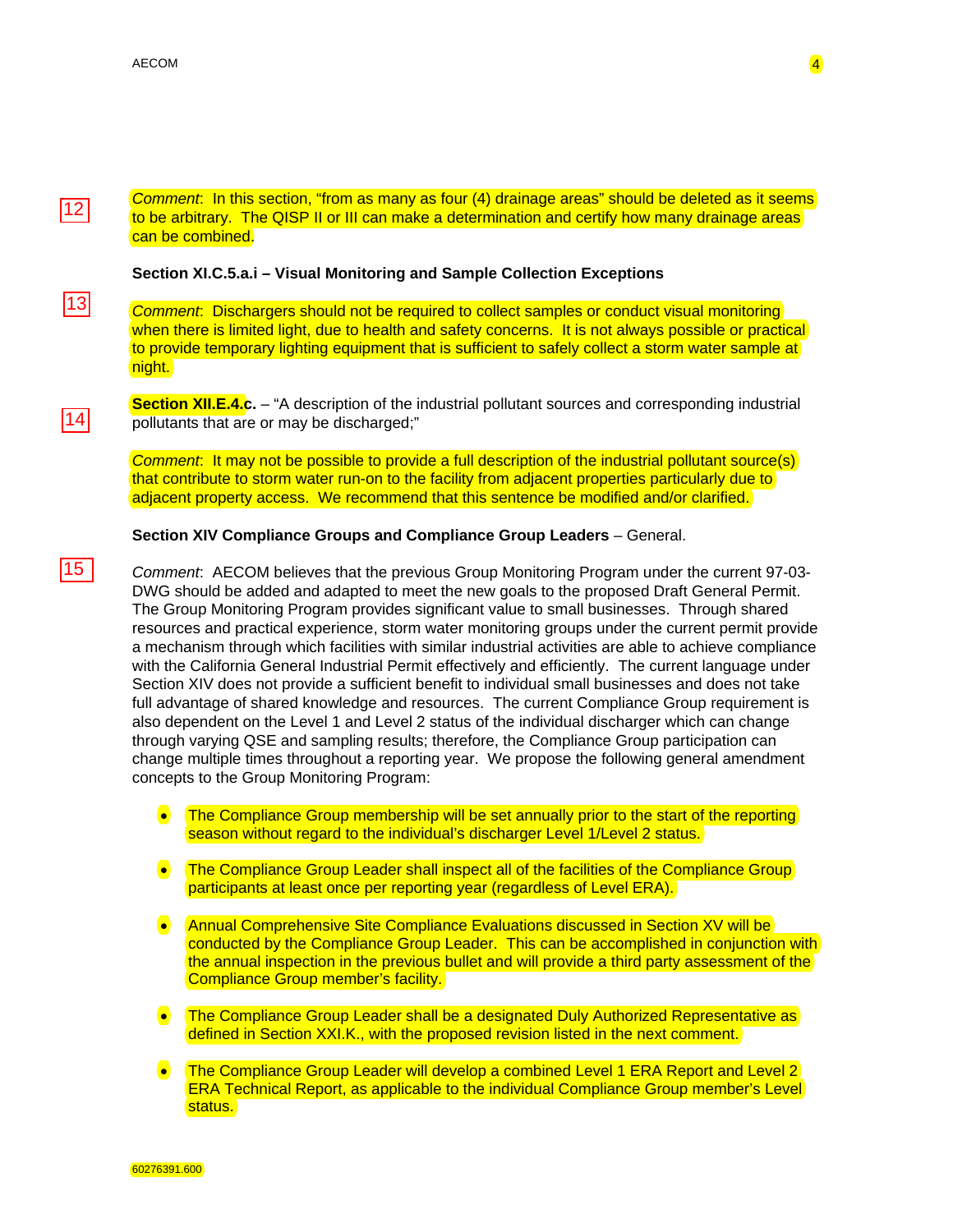12

*Comment*: In this section, “from as many as four (4) drainage areas” should be deleted as it seems to be arbitrary. The QISP II or III can make a determination and certify how many drainage areas can be combined.

**Section XI.C.5.a.i – Visual Monitoring and Sample Collection Exceptions**

13

*Comment*: Dischargers should not be required to collect samples or conduct visual monitoring when there is limited light, due to health and safety concerns. It is not always possible or practical to provide temporary lighting equipment that is sufficient to safely collect a storm water sample at night.

14

**Section XII.E.4.c.** – “A description of the industrial pollutant sources and corresponding industrial pollutants that are or may be discharged;”

*Comment*: It may not be possible to provide a full description of the industrial pollutant source(s) that contribute to storm water run-on to the facility from adjacent properties particularly due to adjacent property access. We recommend that this sentence be modified and/or clarified.

**Section XIV Compliance Groups and Compliance Group Leaders** – General.

15

*Comment*: AECOM believes that the previous Group Monitoring Program under the current 97-03-DWG should be added and adapted to meet the new goals to the proposed Draft General Permit. The Group Monitoring Program provides significant value to small businesses. Through shared resources and practical experience, storm water monitoring groups under the current permit provide a mechanism through which facilities with similar industrial activities are able to achieve compliance with the California General Industrial Permit effectively and efficiently. The current language under Section XIV does not provide a sufficient benefit to individual small businesses and does not take full advantage of shared knowledge and resources. The current Compliance Group requirement is also dependent on the Level 1 and Level 2 status of the individual discharger which can change through varying QSE and sampling results; therefore, the Compliance Group participation can change multiple times throughout a reporting year. We propose the following general amendment concepts to the Group Monitoring Program:

- The Compliance Group membership will be set annually prior to the start of the reporting season without regard to the individual’s discharger Level 1/Level 2 status.
- The Compliance Group Leader shall inspect all of the facilities of the Compliance Group participants at least once per reporting year (regardless of Level ERA).
- Annual Comprehensive Site Compliance Evaluations discussed in Section XV will be conducted by the Compliance Group Leader. This can be accomplished in conjunction with the annual inspection in the previous bullet and will provide a third party assessment of the Compliance Group member’s facility.
- The Compliance Group Leader shall be a designated Duly Authorized Representative as defined in Section XXI.K., with the proposed revision listed in the next comment.
- The Compliance Group Leader will develop a combined Level 1 ERA Report and Level 2 ERA Technical Report, as applicable to the individual Compliance Group member’s Level status.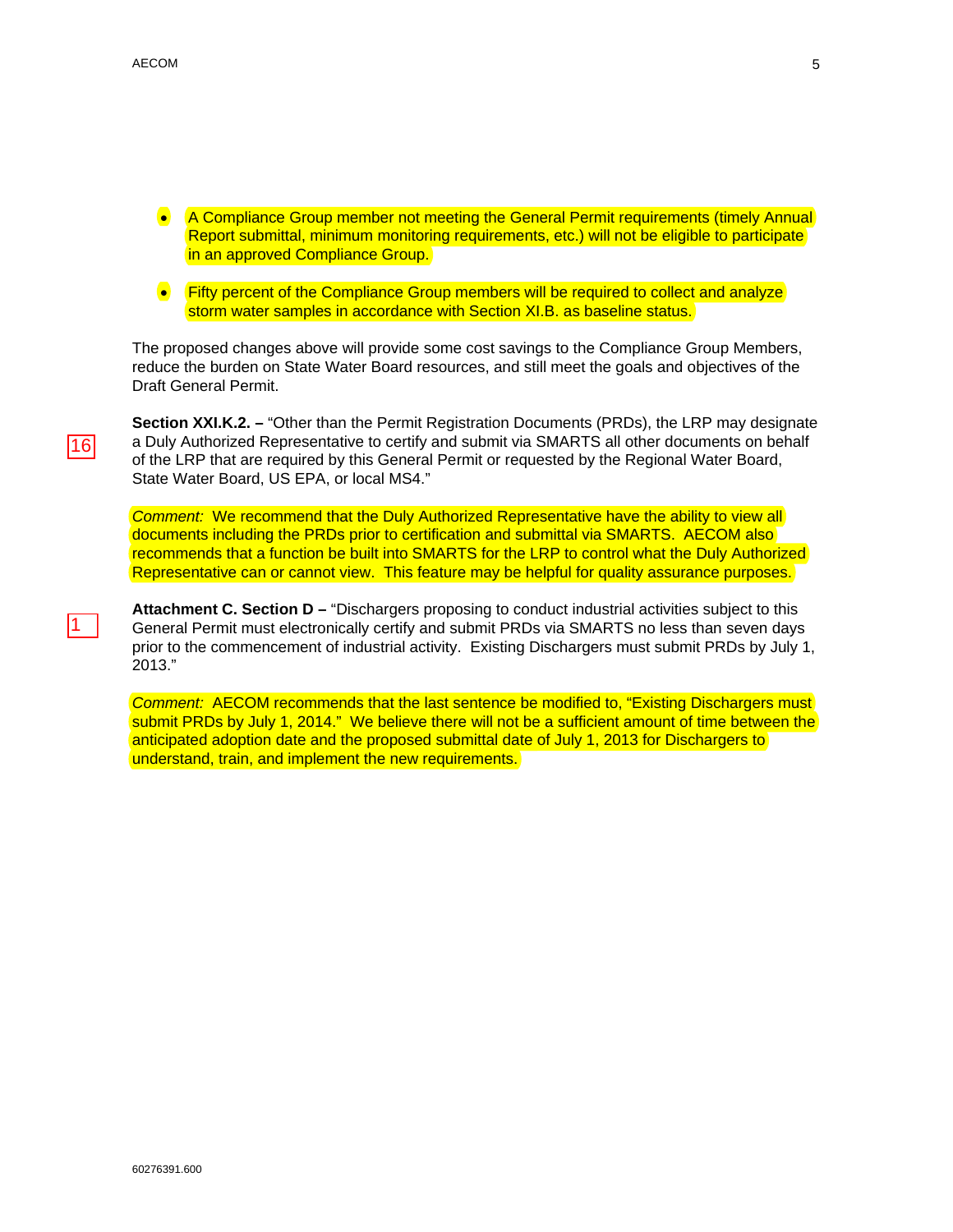- A Compliance Group member not meeting the General Permit requirements (timely Annual Report submittal, minimum monitoring requirements, etc.) will not be eligible to participate in an approved Compliance Group.

- Fifty percent of the Compliance Group members will be required to collect and analyze storm water samples in accordance with Section XI.B. as baseline status.

The proposed changes above will provide some cost savings to the Compliance Group Members, reduce the burden on State Water Board resources, and still meet the goals and objectives of the Draft General Permit.

16

**Section XXI.K.2. –** "Other than the Permit Registration Documents (PRDs), the LRP may designate a Duly Authorized Representative to certify and submit via SMARTS all other documents on behalf of the LRP that are required by this General Permit or requested by the Regional Water Board, State Water Board, US EPA, or local MS4."

*Comment:* We recommend that the Duly Authorized Representative have the ability to view all documents including the PRDs prior to certification and submittal via SMARTS. AECOM also recommends that a function be built into SMARTS for the LRP to control what the Duly Authorized Representative can or cannot view. This feature may be helpful for quality assurance purposes.

1

**Attachment C. Section D –** "Dischargers proposing to conduct industrial activities subject to this General Permit must electronically certify and submit PRDs via SMARTS no less than seven days prior to the commencement of industrial activity. Existing Dischargers must submit PRDs by July 1, 2013."

*Comment:* AECOM recommends that the last sentence be modified to, "Existing Dischargers must submit PRDs by July 1, 2014." We believe there will not be a sufficient amount of time between the anticipated adoption date and the proposed submittal date of July 1, 2013 for Dischargers to understand, train, and implement the new requirements.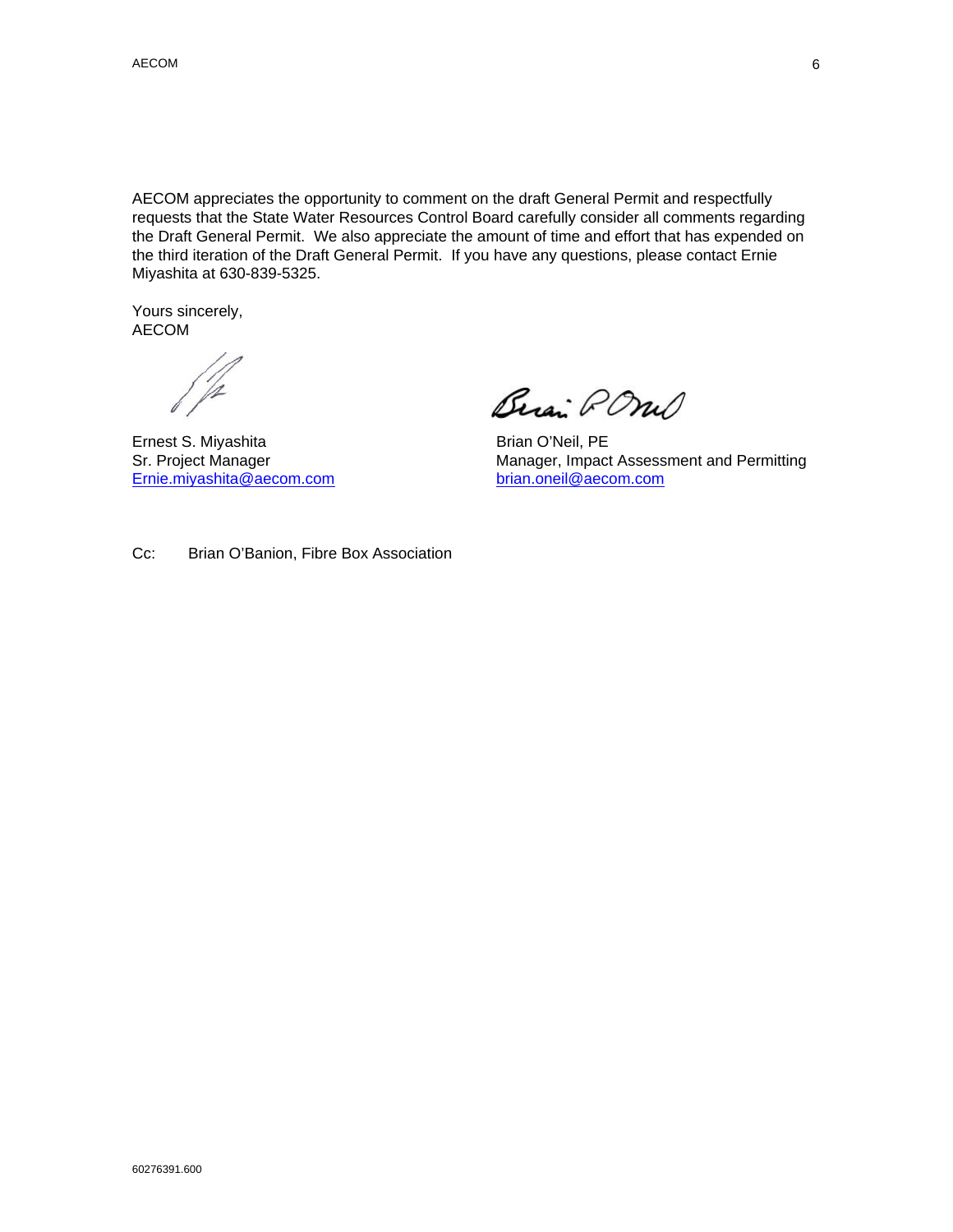AECOM appreciates the opportunity to comment on the draft General Permit and respectfully requests that the State Water Resources Control Board carefully consider all comments regarding the Draft General Permit. We also appreciate the amount of time and effort that has expended on the third iteration of the Draft General Permit. If you have any questions, please contact Ernie Miyashita at 630-839-5325.

Yours sincerely,
AECOM

Ernest S. Miyashita
Sr. Project Manager
Ernie.miyashita@aecom.com

Brian O'Neil, PE
Manager, Impact Assessment and Permitting
brian.oneil@aecom.com

Cc: Brian O'Banion, Fibre Box Association

60276391.600